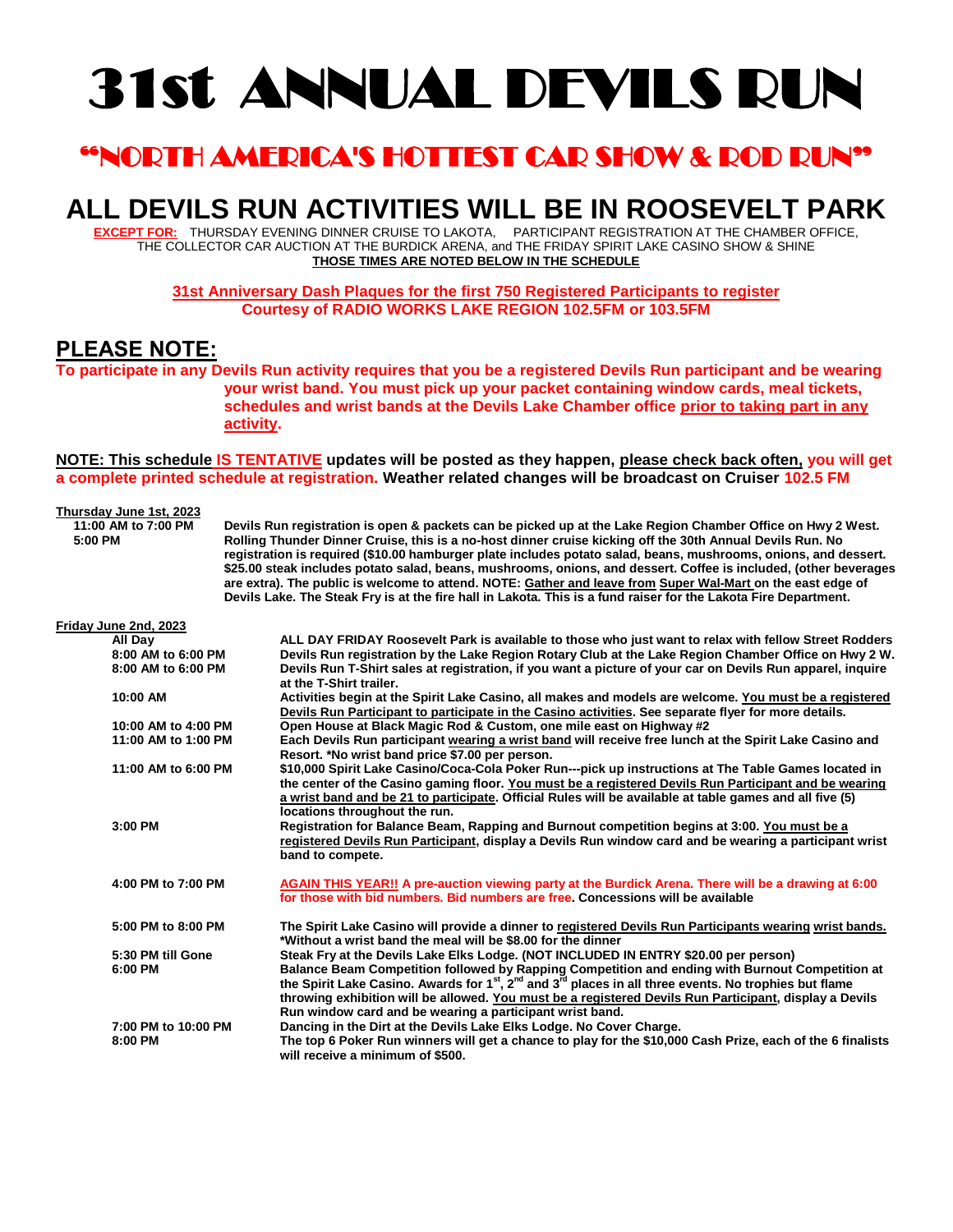// Pre-instruction: Faithful OCR transcription of provided image
# 31st ANNUAL DEVILS RUN

## "NORTH AMERICA'S HOTTEST CAR SHOW & ROD RUN"

## ALL DEVILS RUN ACTIVITIES WILL BE IN ROOSEVELT PARK

**EXCEPT FOR:** THURSDAY EVENING DINNER CRUISE TO LAKOTA, PARTICIPANT REGISTRATION AT THE CHAMBER OFFICE, THE COLLECTOR CAR AUCTION AT THE BURDICK ARENA, and THE FRIDAY SPIRIT LAKE CASINO SHOW & SHINE
**THOSE TIMES ARE NOTED BELOW IN THE SCHEDULE**

**31st Anniversary Dash Plaques for the first 750 Registered Participants to register**
**Courtesy of RADIO WORKS LAKE REGION 102.5FM or 103.5FM**

## PLEASE NOTE:

**To participate in any Devils Run activity requires that you be a registered Devils Run participant and be wearing your wrist band. You must pick up your packet containing window cards, meal tickets, schedules and wrist bands at the Devils Lake Chamber office prior to taking part in any activity.**

**NOTE: This schedule IS TENTATIVE updates will be posted as they happen, please check back often, you will get a complete printed schedule at registration. Weather related changes will be broadcast on Cruiser 102.5 FM**

**Thursday June 1st, 2023**

| | |
|---|---|
| **11:00 AM to 7:00 PM** | **Devils Run registration is open & packets can be picked up at the Lake Region Chamber Office on Hwy 2 West.** |
| **5:00 PM** | **Rolling Thunder Dinner Cruise, this is a no-host dinner cruise kicking off the 30th Annual Devils Run. No registration is required ($10.00 hamburger plate includes potato salad, beans, mushrooms, onions, and dessert. $25.00 steak includes potato salad, beans, mushrooms, onions, and dessert. Coffee is included, (other beverages are extra). The public is welcome to attend. NOTE: Gather and leave from Super Wal-Mart on the east edge of Devils Lake. The Steak Fry is at the fire hall in Lakota. This is a fund raiser for the Lakota Fire Department.** |

**Friday June 2nd, 2023**

| | |
|---|---|
| **All Day** | **ALL DAY FRIDAY Roosevelt Park is available to those who just want to relax with fellow Street Rodders** |
| **8:00 AM to 6:00 PM** | **Devils Run registration by the Lake Region Rotary Club at the Lake Region Chamber Office on Hwy 2 W.** |
| **8:00 AM to 6:00 PM** | **Devils Run T-Shirt sales at registration, if you want a picture of your car on Devils Run apparel, inquire at the T-Shirt trailer.** |
| **10:00 AM** | **Activities begin at the Spirit Lake Casino, all makes and models are welcome. You must be a registered Devils Run Participant to participate in the Casino activities. See separate flyer for more details.** |
| **10:00 AM to 4:00 PM** | **Open House at Black Magic Rod & Custom, one mile east on Highway #2** |
| **11:00 AM to 1:00 PM** | **Each Devils Run participant wearing a wrist band will receive free lunch at the Spirit Lake Casino and Resort. *No wrist band price $7.00 per person.** |
| **11:00 AM to 6:00 PM** | **$10,000 Spirit Lake Casino/Coca-Cola Poker Run---pick up instructions at The Table Games located in the center of the Casino gaming floor. You must be a registered Devils Run Participant and be wearing a wrist band and be 21 to participate. Official Rules will be available at table games and all five (5) locations throughout the run.** |
| **3:00 PM** | **Registration for Balance Beam, Rapping and Burnout competition begins at 3:00. You must be a registered Devils Run Participant, display a Devils Run window card and be wearing a participant wrist band to compete.** |
| **4:00 PM to 7:00 PM** | **AGAIN THIS YEAR!! A pre-auction viewing party at the Burdick Arena. There will be a drawing at 6:00 for those with bid numbers. Bid numbers are free. Concessions will be available** |
| **5:00 PM to 8:00 PM** | **The Spirit Lake Casino will provide a dinner to registered Devils Run Participants wearing wrist bands. *Without a wrist band the meal will be $8.00 for the dinner** |
| **5:30 PM till Gone** | **Steak Fry at the Devils Lake Elks Lodge. (NOT INCLUDED IN ENTRY $20.00 per person)** |
| **6:00 PM** | **Balance Beam Competition followed by Rapping Competition and ending with Burnout Competition at the Spirit Lake Casino. Awards for 1st, 2nd and 3rd places in all three events. No trophies but flame throwing exhibition will be allowed. You must be a registered Devils Run Participant, display a Devils Run window card and be wearing a participant wrist band.** |
| **7:00 PM to 10:00 PM** | **Dancing in the Dirt at the Devils Lake Elks Lodge. No Cover Charge.** |
| **8:00 PM** | **The top 6 Poker Run winners will get a chance to play for the $10,000 Cash Prize, each of the 6 finalists will receive a minimum of $500.** |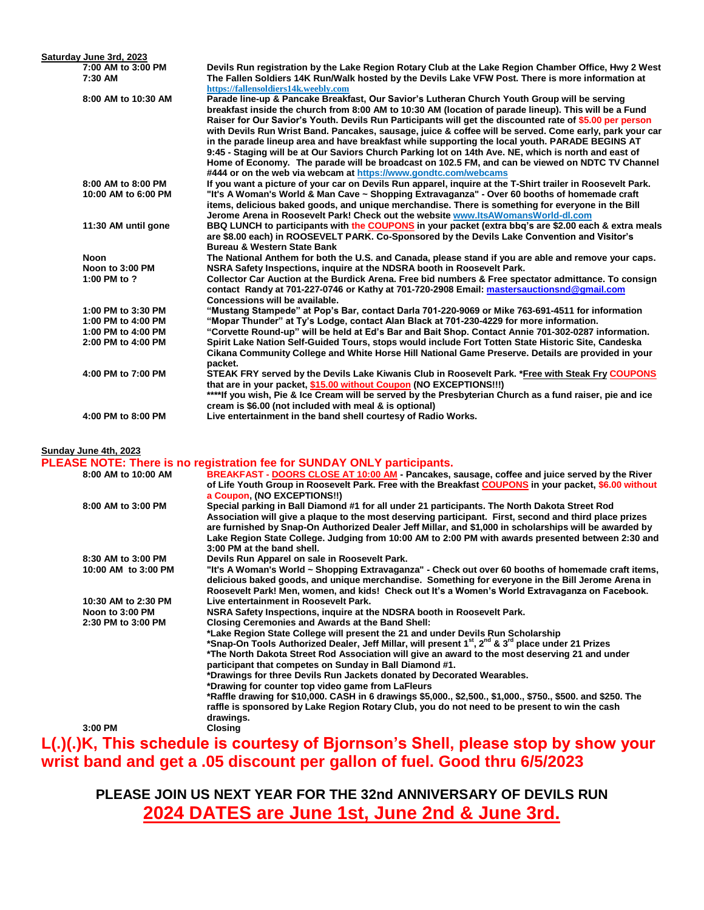**Saturday June 3rd, 2023**

| | |
|---|---|
| **7:00 AM to 3:00 PM** | **Devils Run registration by the Lake Region Rotary Club at the Lake Region Chamber Office, Hwy 2 West** |
| **7:30 AM** | **The Fallen Soldiers 14K Run/Walk hosted by the Devils Lake VFW Post. There is more information at https://fallensoldiers14k.weebly.com** |
| **8:00 AM to 10:30 AM** | **Parade line-up & Pancake Breakfast, Our Savior's Lutheran Church Youth Group will be serving breakfast inside the church from 8:00 AM to 10:30 AM (location of parade lineup). This will be a Fund Raiser for Our Savior's Youth. Devils Run Participants will get the discounted rate of $5.00 per person with Devils Run Wrist Band. Pancakes, sausage, juice & coffee will be served. Come early, park your car in the parade lineup area and have breakfast while supporting the local youth. PARADE BEGINS AT 9:45 - Staging will be at Our Saviors Church Parking lot on 14th Ave. NE, which is north and east of Home of Economy. The parade will be broadcast on 102.5 FM, and can be viewed on NDTC TV Channel #444 or on the web via webcam at https://www.gondtc.com/webcams** |
| **8:00 AM to 8:00 PM** | **If you want a picture of your car on Devils Run apparel, inquire at the T-Shirt trailer in Roosevelt Park.** |
| **10:00 AM to 6:00 PM** | **"It's A Woman's World & Man Cave ~ Shopping Extravaganza" - Over 60 booths of homemade craft items, delicious baked goods, and unique merchandise. There is something for everyone in the Bill Jerome Arena in Roosevelt Park! Check out the website www.ItsAWomansWorld-dl.com** |
| **11:30 AM until gone** | **BBQ LUNCH to participants with the COUPONS in your packet (extra bbq's are $2.00 each & extra meals are $8.00 each) in ROOSEVELT PARK. Co-Sponsored by the Devils Lake Convention and Visitor's Bureau & Western State Bank** |
| **Noon** | **The National Anthem for both the U.S. and Canada, please stand if you are able and remove your caps.** |
| **Noon to 3:00 PM** | **NSRA Safety Inspections, inquire at the NDSRA booth in Roosevelt Park.** |
| **1:00 PM to ?** | **Collector Car Auction at the Burdick Arena. Free bid numbers & Free spectator admittance. To consign contact Randy at 701-227-0746 or Kathy at 701-720-2908 Email: mastersauctionsnd@gmail.com Concessions will be available.** |
| **1:00 PM to 3:30 PM** | **"Mustang Stampede" at Pop's Bar, contact Darla 701-220-9069 or Mike 763-691-4511 for information** |
| **1:00 PM to 4:00 PM** | **"Mopar Thunder" at Ty's Lodge, contact Alan Black at 701-230-4229 for more information.** |
| **1:00 PM to 4:00 PM** | **"Corvette Round-up" will be held at Ed's Bar and Bait Shop. Contact Annie 701-302-0287 information.** |
| **2:00 PM to 4:00 PM** | **Spirit Lake Nation Self-Guided Tours, stops would include Fort Totten State Historic Site, Candeska Cikana Community College and White Horse Hill National Game Preserve. Details are provided in your packet.** |
| **4:00 PM to 7:00 PM** | **STEAK FRY served by the Devils Lake Kiwanis Club in Roosevelt Park. *Free with Steak Fry COUPONS that are in your packet, $15.00 without Coupon (NO EXCEPTIONS!!!)** <br> **\*\*\*\*If you wish, Pie & Ice Cream will be served by the Presbyterian Church as a fund raiser, pie and ice cream is $6.00 (not included with meal & is optional)** |
| **4:00 PM to 8:00 PM** | **Live entertainment in the band shell courtesy of Radio Works.** |

**Sunday June 4th, 2023**

**PLEASE NOTE: There is no registration fee for SUNDAY ONLY participants.**

| | |
|---|---|
| **8:00 AM to 10:00 AM** | **BREAKFAST - DOORS CLOSE AT 10:00 AM - Pancakes, sausage, coffee and juice served by the River of Life Youth Group in Roosevelt Park. Free with the Breakfast COUPONS in your packet, $6.00 without a Coupon, (NO EXCEPTIONS!!)** |
| **8:00 AM to 3:00 PM** | **Special parking in Ball Diamond #1 for all under 21 participants. The North Dakota Street Rod Association will give a plaque to the most deserving participant. First, second and third place prizes are furnished by Snap-On Authorized Dealer Jeff Millar, and $1,000 in scholarships will be awarded by Lake Region State College. Judging from 10:00 AM to 2:00 PM with awards presented between 2:30 and 3:00 PM at the band shell.** |
| **8:30 AM to 3:00 PM** | **Devils Run Apparel on sale in Roosevelt Park.** |
| **10:00 AM to 3:00 PM** | **"It's A Woman's World ~ Shopping Extravaganza" - Check out over 60 booths of homemade craft items, delicious baked goods, and unique merchandise. Something for everyone in the Bill Jerome Arena in Roosevelt Park! Men, women, and kids! Check out It's a Women's World Extravaganza on Facebook.** |
| **10:30 AM to 2:30 PM** | **Live entertainment in Roosevelt Park.** |
| **Noon to 3:00 PM** | **NSRA Safety Inspections, inquire at the NDSRA booth in Roosevelt Park.** |
| **2:30 PM to 3:00 PM** | **Closing Ceremonies and Awards at the Band Shell:** <br> **\*Lake Region State College will present the 21 and under Devils Run Scholarship** <br> **\*Snap-On Tools Authorized Dealer, Jeff Millar, will present 1st, 2nd & 3rd place under 21 Prizes** <br> **\*The North Dakota Street Rod Association will give an award to the most deserving 21 and under participant that competes on Sunday in Ball Diamond #1.** <br> **\*Drawings for three Devils Run Jackets donated by Decorated Wearables.** <br> **\*Drawing for counter top video game from LaFleurs** <br> **\*Raffle drawing for $10,000. CASH in 6 drawings $5,000., $2,500., $1,000., $750., $500. and $250. The raffle is sponsored by Lake Region Rotary Club, you do not need to be present to win the cash drawings.** |
| **3:00 PM** | **Closing** |

**L(.)(.)K, This schedule is courtesy of Bjornson's Shell, please stop by show your wrist band and get a .05 discount per gallon of fuel. Good thru 6/5/2023**

**PLEASE JOIN US NEXT YEAR FOR THE 32nd ANNIVERSARY OF DEVILS RUN**

**2024 DATES are June 1st, June 2nd & June 3rd.**